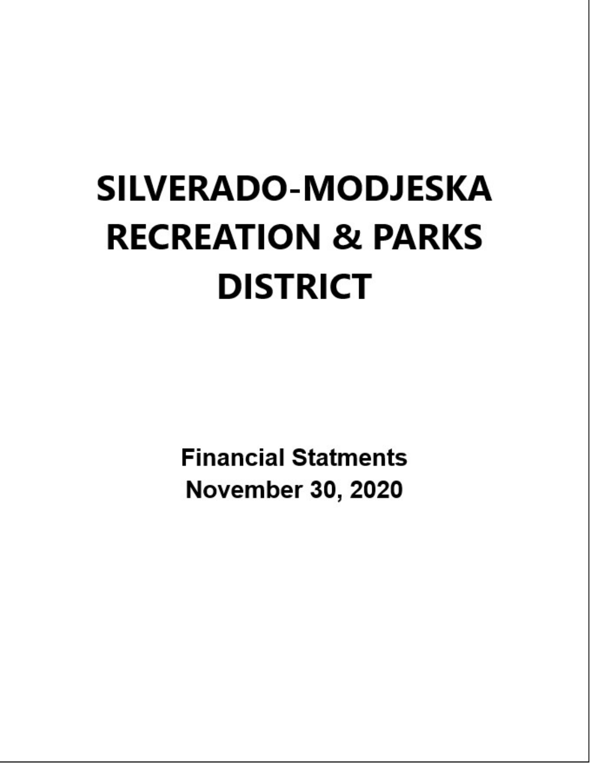# SILVERADO-MODJESKA RECREATION & PARKS DISTRICT

**Financial Statments**
**November 30, 2020**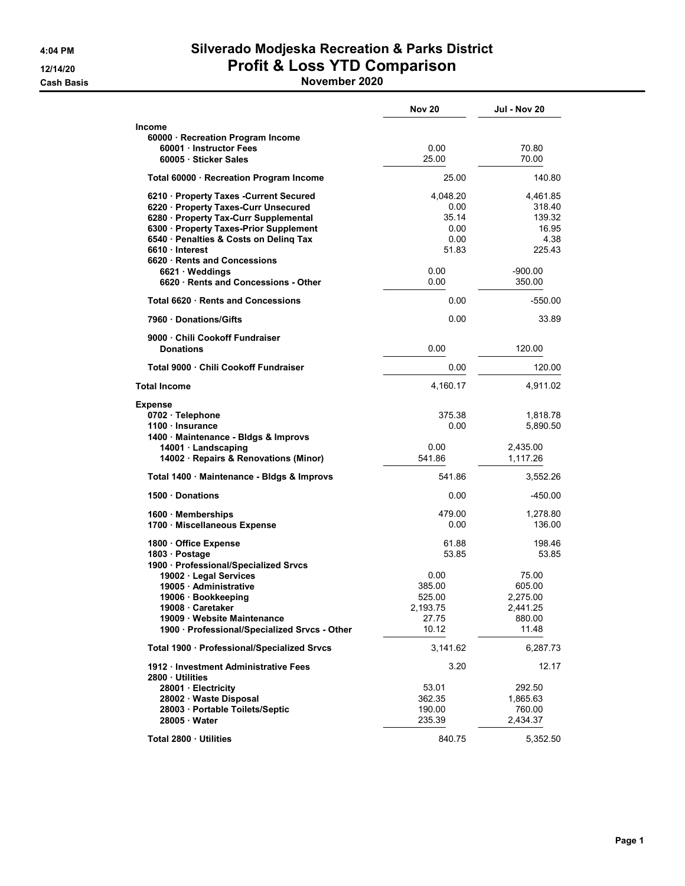# Silverado Modjeska Recreation & Parks District

## Profit & Loss YTD Comparison

### November 2020

4:04 PM
12/14/20
Cash Basis

| | Nov 20 | Jul - Nov 20 |
|---|---|---|
| **Income** | | |
| 60000 · Recreation Program Income | | |
| 60001 · Instructor Fees | 0.00 | 70.80 |
| 60005 · Sticker Sales | 25.00 | 70.00 |
| Total 60000 · Recreation Program Income | 25.00 | 140.80 |
| 6210 · Property Taxes -Current Secured | 4,048.20 | 4,461.85 |
| 6220 · Property Taxes-Curr Unsecured | 0.00 | 318.40 |
| 6280 · Property Tax-Curr Supplemental | 35.14 | 139.32 |
| 6300 · Property Taxes-Prior Supplement | 0.00 | 16.95 |
| 6540 · Penalties & Costs on Delinq Tax | 0.00 | 4.38 |
| 6610 · Interest | 51.83 | 225.43 |
| 6620 · Rents and Concessions | | |
| 6621 · Weddings | 0.00 | -900.00 |
| 6620 · Rents and Concessions - Other | 0.00 | 350.00 |
| Total 6620 · Rents and Concessions | 0.00 | -550.00 |
| 7960 · Donations/Gifts | 0.00 | 33.89 |
| 9000 · Chili Cookoff Fundraiser | | |
| Donations | 0.00 | 120.00 |
| Total 9000 · Chili Cookoff Fundraiser | 0.00 | 120.00 |
| **Total Income** | 4,160.17 | 4,911.02 |
| **Expense** | | |
| 0702 · Telephone | 375.38 | 1,818.78 |
| 1100 · Insurance | 0.00 | 5,890.50 |
| 1400 · Maintenance - Bldgs & Improvs | | |
| 14001 · Landscaping | 0.00 | 2,435.00 |
| 14002 · Repairs & Renovations (Minor) | 541.86 | 1,117.26 |
| Total 1400 · Maintenance - Bldgs & Improvs | 541.86 | 3,552.26 |
| 1500 · Donations | 0.00 | -450.00 |
| 1600 · Memberships | 479.00 | 1,278.80 |
| 1700 · Miscellaneous Expense | 0.00 | 136.00 |
| 1800 · Office Expense | 61.88 | 198.46 |
| 1803 · Postage | 53.85 | 53.85 |
| 1900 · Professional/Specialized Srvcs | | |
| 19002 · Legal Services | 0.00 | 75.00 |
| 19005 · Administrative | 385.00 | 605.00 |
| 19006 · Bookkeeping | 525.00 | 2,275.00 |
| 19008 · Caretaker | 2,193.75 | 2,441.25 |
| 19009 · Website Maintenance | 27.75 | 880.00 |
| 1900 · Professional/Specialized Srvcs - Other | 10.12 | 11.48 |
| Total 1900 · Professional/Specialized Srvcs | 3,141.62 | 6,287.73 |
| 1912 · Investment Administrative Fees | 3.20 | 12.17 |
| 2800 · Utilities | | |
| 28001 · Electricity | 53.01 | 292.50 |
| 28002 · Waste Disposal | 362.35 | 1,865.63 |
| 28003 · Portable Toilets/Septic | 190.00 | 760.00 |
| 28005 · Water | 235.39 | 2,434.37 |
| Total 2800 · Utilities | 840.75 | 5,352.50 |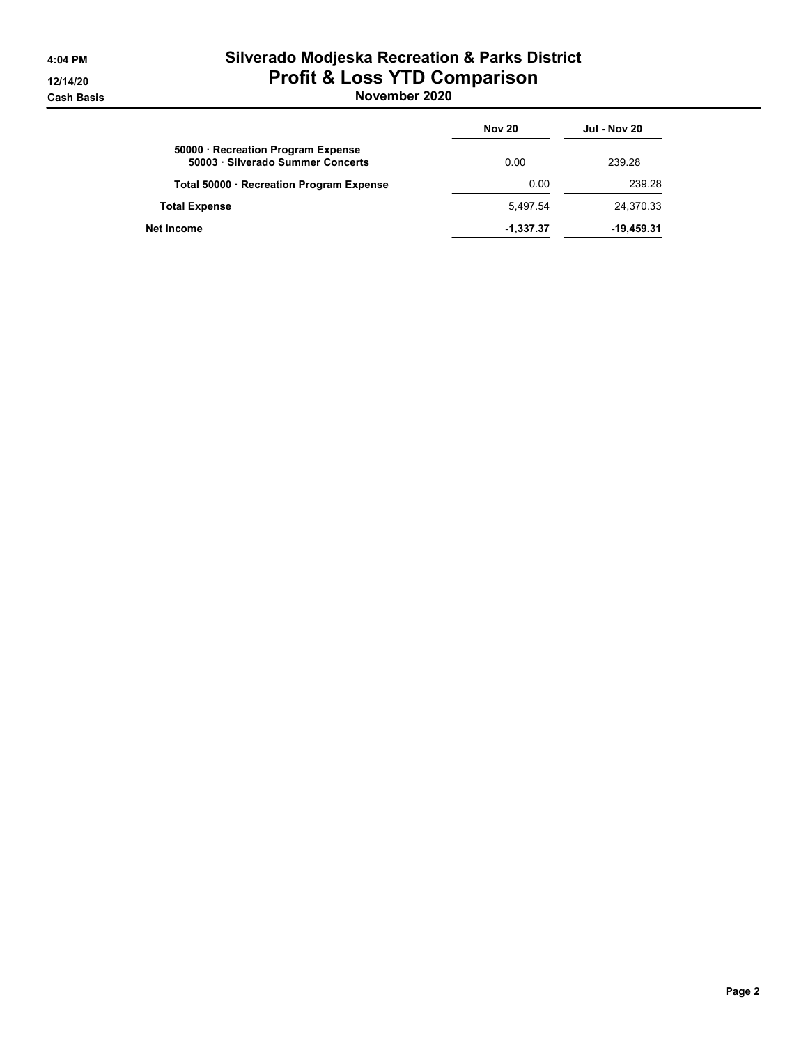# Silverado Modjeska Recreation & Parks District
## Profit & Loss YTD Comparison
### November 2020

4:04 PM
12/14/20
Cash Basis

| | Nov 20 | Jul - Nov 20 |
|---|---|---|
| 50000 · Recreation Program Expense | | |
| 50003 · Silverado Summer Concerts | 0.00 | 239.28 |
| **Total 50000 · Recreation Program Expense** | 0.00 | 239.28 |
| **Total Expense** | 5,497.54 | 24,370.33 |
| **Net Income** | **-1,337.37** | **-19,459.31** |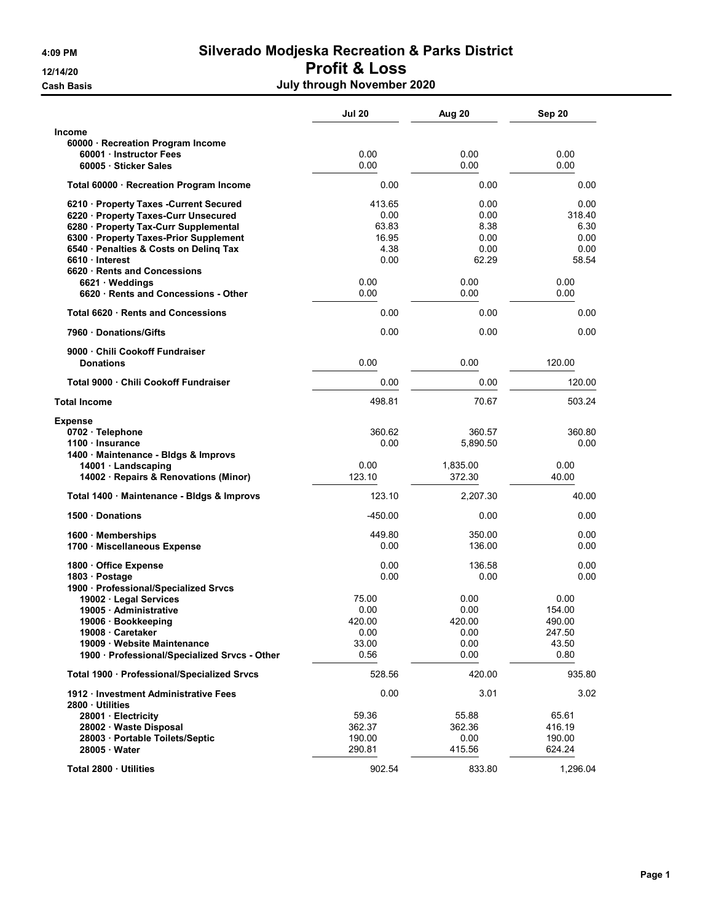# Silverado Modjeska Recreation & Parks District

## Profit & Loss

### July through November 2020

4:09 PM
12/14/20
Cash Basis

| | Jul 20 | Aug 20 | Sep 20 |
|---|---|---|---|
| **Income** | | | |
| 60000 · Recreation Program Income | | | |
| 60001 · Instructor Fees | 0.00 | 0.00 | 0.00 |
| 60005 · Sticker Sales | 0.00 | 0.00 | 0.00 |
| Total 60000 · Recreation Program Income | 0.00 | 0.00 | 0.00 |
| 6210 · Property Taxes -Current Secured | 413.65 | 0.00 | 0.00 |
| 6220 · Property Taxes-Curr Unsecured | 0.00 | 0.00 | 318.40 |
| 6280 · Property Tax-Curr Supplemental | 63.83 | 8.38 | 6.30 |
| 6300 · Property Taxes-Prior Supplement | 16.95 | 0.00 | 0.00 |
| 6540 · Penalties & Costs on Delinq Tax | 4.38 | 0.00 | 0.00 |
| 6610 · Interest | 0.00 | 62.29 | 58.54 |
| 6620 · Rents and Concessions | | | |
| 6621 · Weddings | 0.00 | 0.00 | 0.00 |
| 6620 · Rents and Concessions - Other | 0.00 | 0.00 | 0.00 |
| Total 6620 · Rents and Concessions | 0.00 | 0.00 | 0.00 |
| 7960 · Donations/Gifts | 0.00 | 0.00 | 0.00 |
| 9000 · Chili Cookoff Fundraiser | | | |
| Donations | 0.00 | 0.00 | 120.00 |
| Total 9000 · Chili Cookoff Fundraiser | 0.00 | 0.00 | 120.00 |
| **Total Income** | 498.81 | 70.67 | 503.24 |
| **Expense** | | | |
| 0702 · Telephone | 360.62 | 360.57 | 360.80 |
| 1100 · Insurance | 0.00 | 5,890.50 | 0.00 |
| 1400 · Maintenance - Bldgs & Improvs | | | |
| 14001 · Landscaping | 0.00 | 1,835.00 | 0.00 |
| 14002 · Repairs & Renovations (Minor) | 123.10 | 372.30 | 40.00 |
| Total 1400 · Maintenance - Bldgs & Improvs | 123.10 | 2,207.30 | 40.00 |
| 1500 · Donations | -450.00 | 0.00 | 0.00 |
| 1600 · Memberships | 449.80 | 350.00 | 0.00 |
| 1700 · Miscellaneous Expense | 0.00 | 136.00 | 0.00 |
| 1800 · Office Expense | 0.00 | 136.58 | 0.00 |
| 1803 · Postage | 0.00 | 0.00 | 0.00 |
| 1900 · Professional/Specialized Srvcs | | | |
| 19002 · Legal Services | 75.00 | 0.00 | 0.00 |
| 19005 · Administrative | 0.00 | 0.00 | 154.00 |
| 19006 · Bookkeeping | 420.00 | 420.00 | 490.00 |
| 19008 · Caretaker | 0.00 | 0.00 | 247.50 |
| 19009 · Website Maintenance | 33.00 | 0.00 | 43.50 |
| 1900 · Professional/Specialized Srvcs - Other | 0.56 | 0.00 | 0.80 |
| Total 1900 · Professional/Specialized Srvcs | 528.56 | 420.00 | 935.80 |
| 1912 · Investment Administrative Fees | 0.00 | 3.01 | 3.02 |
| 2800 · Utilities | | | |
| 28001 · Electricity | 59.36 | 55.88 | 65.61 |
| 28002 · Waste Disposal | 362.37 | 362.36 | 416.19 |
| 28003 · Portable Toilets/Septic | 190.00 | 0.00 | 190.00 |
| 28005 · Water | 290.81 | 415.56 | 624.24 |
| Total 2800 · Utilities | 902.54 | 833.80 | 1,296.04 |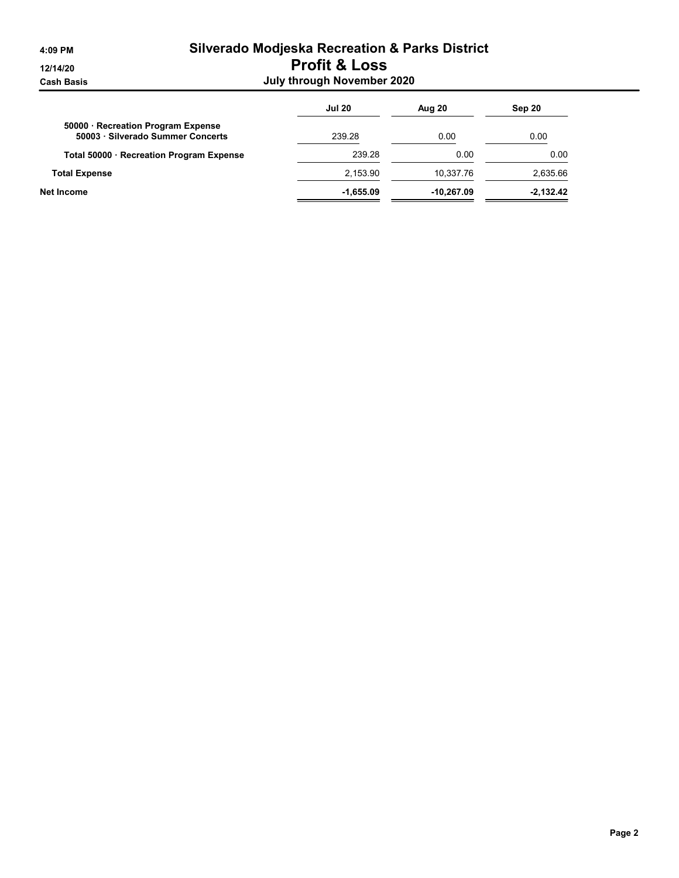# Silverado Modjeska Recreation & Parks District
## Profit & Loss
### July through November 2020

4:09 PM
12/14/20
Cash Basis

| | Jul 20 | Aug 20 | Sep 20 |
|---|---|---|---|
| 50000 · Recreation Program Expense | | | |
| 50003 · Silverado Summer Concerts | 239.28 | 0.00 | 0.00 |
| **Total 50000 · Recreation Program Expense** | 239.28 | 0.00 | 0.00 |
| **Total Expense** | 2,153.90 | 10,337.76 | 2,635.66 |
| **Net Income** | **-1,655.09** | **-10,267.09** | **-2,132.42** |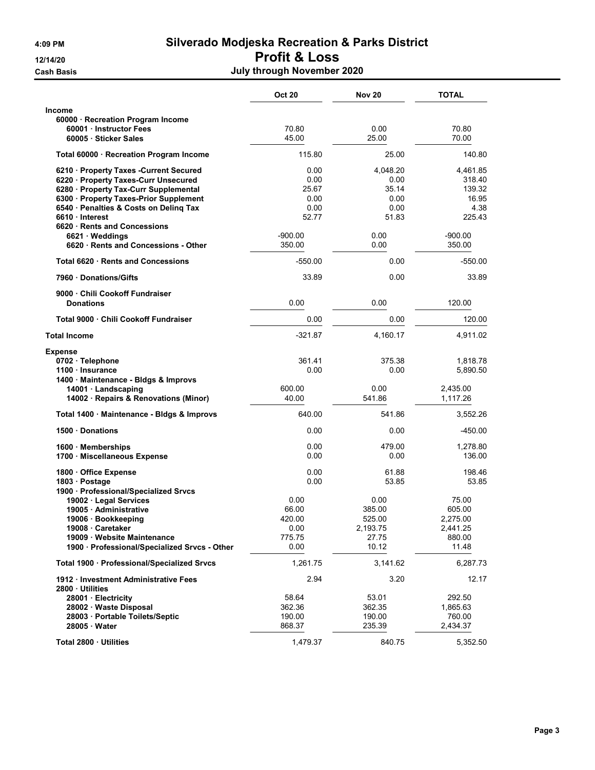# Silverado Modjeska Recreation & Parks District

## Profit & Loss

### July through November 2020

4:09 PM
12/14/20
Cash Basis

| | Oct 20 | Nov 20 | TOTAL |
|---|---|---|---|
| **Income** | | | |
| 60000 · Recreation Program Income | | | |
| 60001 · Instructor Fees | 70.80 | 0.00 | 70.80 |
| 60005 · Sticker Sales | 45.00 | 25.00 | 70.00 |
| Total 60000 · Recreation Program Income | 115.80 | 25.00 | 140.80 |
| 6210 · Property Taxes -Current Secured | 0.00 | 4,048.20 | 4,461.85 |
| 6220 · Property Taxes-Curr Unsecured | 0.00 | 0.00 | 318.40 |
| 6280 · Property Tax-Curr Supplemental | 25.67 | 35.14 | 139.32 |
| 6300 · Property Taxes-Prior Supplement | 0.00 | 0.00 | 16.95 |
| 6540 · Penalties & Costs on Delinq Tax | 0.00 | 0.00 | 4.38 |
| 6610 · Interest | 52.77 | 51.83 | 225.43 |
| 6620 · Rents and Concessions | | | |
| 6621 · Weddings | -900.00 | 0.00 | -900.00 |
| 6620 · Rents and Concessions - Other | 350.00 | 0.00 | 350.00 |
| Total 6620 · Rents and Concessions | -550.00 | 0.00 | -550.00 |
| 7960 · Donations/Gifts | 33.89 | 0.00 | 33.89 |
| 9000 · Chili Cookoff Fundraiser | | | |
| Donations | 0.00 | 0.00 | 120.00 |
| Total 9000 · Chili Cookoff Fundraiser | 0.00 | 0.00 | 120.00 |
| **Total Income** | -321.87 | 4,160.17 | 4,911.02 |
| **Expense** | | | |
| 0702 · Telephone | 361.41 | 375.38 | 1,818.78 |
| 1100 · Insurance | 0.00 | 0.00 | 5,890.50 |
| 1400 · Maintenance - Bldgs & Improvs | | | |
| 14001 · Landscaping | 600.00 | 0.00 | 2,435.00 |
| 14002 · Repairs & Renovations (Minor) | 40.00 | 541.86 | 1,117.26 |
| Total 1400 · Maintenance - Bldgs & Improvs | 640.00 | 541.86 | 3,552.26 |
| 1500 · Donations | 0.00 | 0.00 | -450.00 |
| 1600 · Memberships | 0.00 | 479.00 | 1,278.80 |
| 1700 · Miscellaneous Expense | 0.00 | 0.00 | 136.00 |
| 1800 · Office Expense | 0.00 | 61.88 | 198.46 |
| 1803 · Postage | 0.00 | 53.85 | 53.85 |
| 1900 · Professional/Specialized Srvcs | | | |
| 19002 · Legal Services | 0.00 | 0.00 | 75.00 |
| 19005 · Administrative | 66.00 | 385.00 | 605.00 |
| 19006 · Bookkeeping | 420.00 | 525.00 | 2,275.00 |
| 19008 · Caretaker | 0.00 | 2,193.75 | 2,441.25 |
| 19009 · Website Maintenance | 775.75 | 27.75 | 880.00 |
| 1900 · Professional/Specialized Srvcs - Other | 0.00 | 10.12 | 11.48 |
| Total 1900 · Professional/Specialized Srvcs | 1,261.75 | 3,141.62 | 6,287.73 |
| 1912 · Investment Administrative Fees | 2.94 | 3.20 | 12.17 |
| 2800 · Utilities | | | |
| 28001 · Electricity | 58.64 | 53.01 | 292.50 |
| 28002 · Waste Disposal | 362.36 | 362.35 | 1,865.63 |
| 28003 · Portable Toilets/Septic | 190.00 | 190.00 | 760.00 |
| 28005 · Water | 868.37 | 235.39 | 2,434.37 |
| Total 2800 · Utilities | 1,479.37 | 840.75 | 5,352.50 |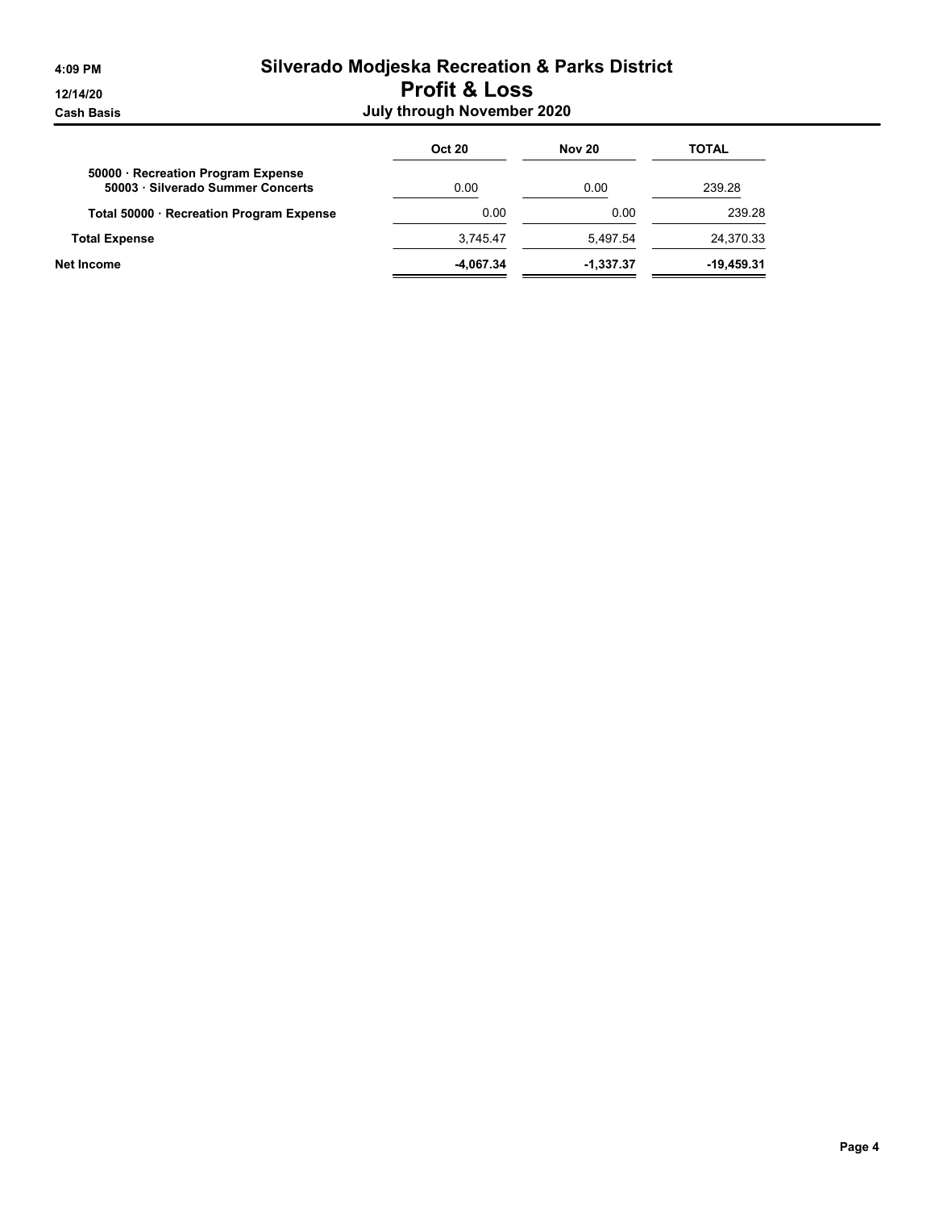# Silverado Modjeska Recreation & Parks District

## Profit & Loss

### July through November 2020

4:09 PM
12/14/20
Cash Basis

| | Oct 20 | Nov 20 | TOTAL |
|---|---|---|---|
| **50000 · Recreation Program Expense** | | | |
| **50003 · Silverado Summer Concerts** | 0.00 | 0.00 | 239.28 |
| **Total 50000 · Recreation Program Expense** | 0.00 | 0.00 | 239.28 |
| **Total Expense** | 3,745.47 | 5,497.54 | 24,370.33 |
| **Net Income** | **-4,067.34** | **-1,337.37** | **-19,459.31** |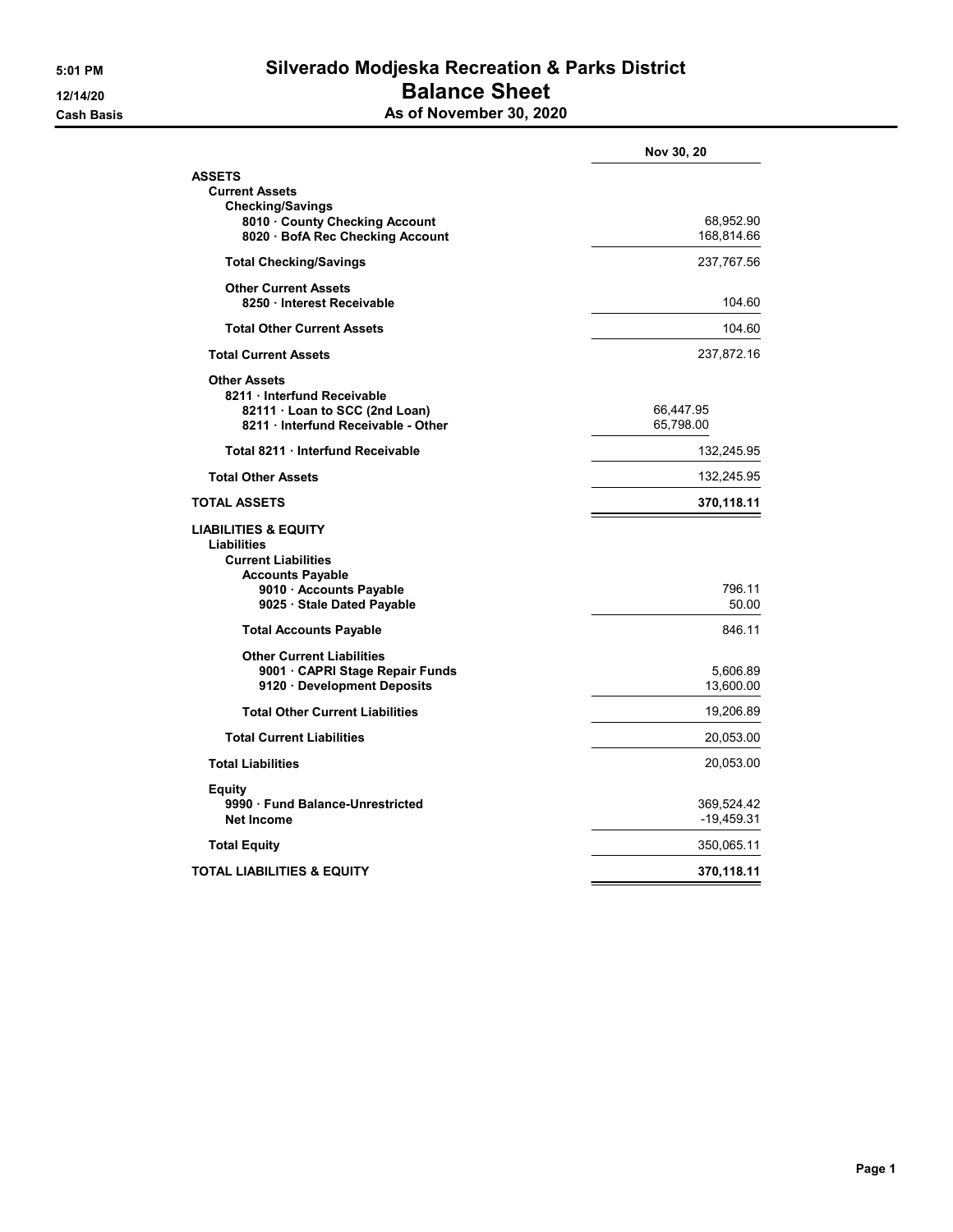# Silverado Modjeska Recreation & Parks District

## Balance Sheet

### As of November 30, 2020

5:01 PM
12/14/20
Cash Basis

| | | Nov 30, 20 |
|---|---|---|
| **ASSETS** | | |
| **Current Assets** | | |
| **Checking/Savings** | | |
| **8010 · County Checking Account** | | 68,952.90 |
| **8020 · BofA Rec Checking Account** | | 168,814.66 |
| **Total Checking/Savings** | | 237,767.56 |
| **Other Current Assets** | | |
| **8250 · Interest Receivable** | | 104.60 |
| **Total Other Current Assets** | | 104.60 |
| **Total Current Assets** | | 237,872.16 |
| **Other Assets** | | |
| **8211 · Interfund Receivable** | | |
| **82111 · Loan to SCC (2nd Loan)** | 66,447.95 | |
| **8211 · Interfund Receivable - Other** | 65,798.00 | |
| **Total 8211 · Interfund Receivable** | | 132,245.95 |
| **Total Other Assets** | | 132,245.95 |
| **TOTAL ASSETS** | | **370,118.11** |
| **LIABILITIES & EQUITY** | | |
| **Liabilities** | | |
| **Current Liabilities** | | |
| **Accounts Payable** | | |
| **9010 · Accounts Payable** | | 796.11 |
| **9025 · Stale Dated Payable** | | 50.00 |
| **Total Accounts Payable** | | 846.11 |
| **Other Current Liabilities** | | |
| **9001 · CAPRI Stage Repair Funds** | | 5,606.89 |
| **9120 · Development Deposits** | | 13,600.00 |
| **Total Other Current Liabilities** | | 19,206.89 |
| **Total Current Liabilities** | | 20,053.00 |
| **Total Liabilities** | | 20,053.00 |
| **Equity** | | |
| **9990 · Fund Balance-Unrestricted** | | 369,524.42 |
| **Net Income** | | -19,459.31 |
| **Total Equity** | | 350,065.11 |
| **TOTAL LIABILITIES & EQUITY** | | **370,118.11** |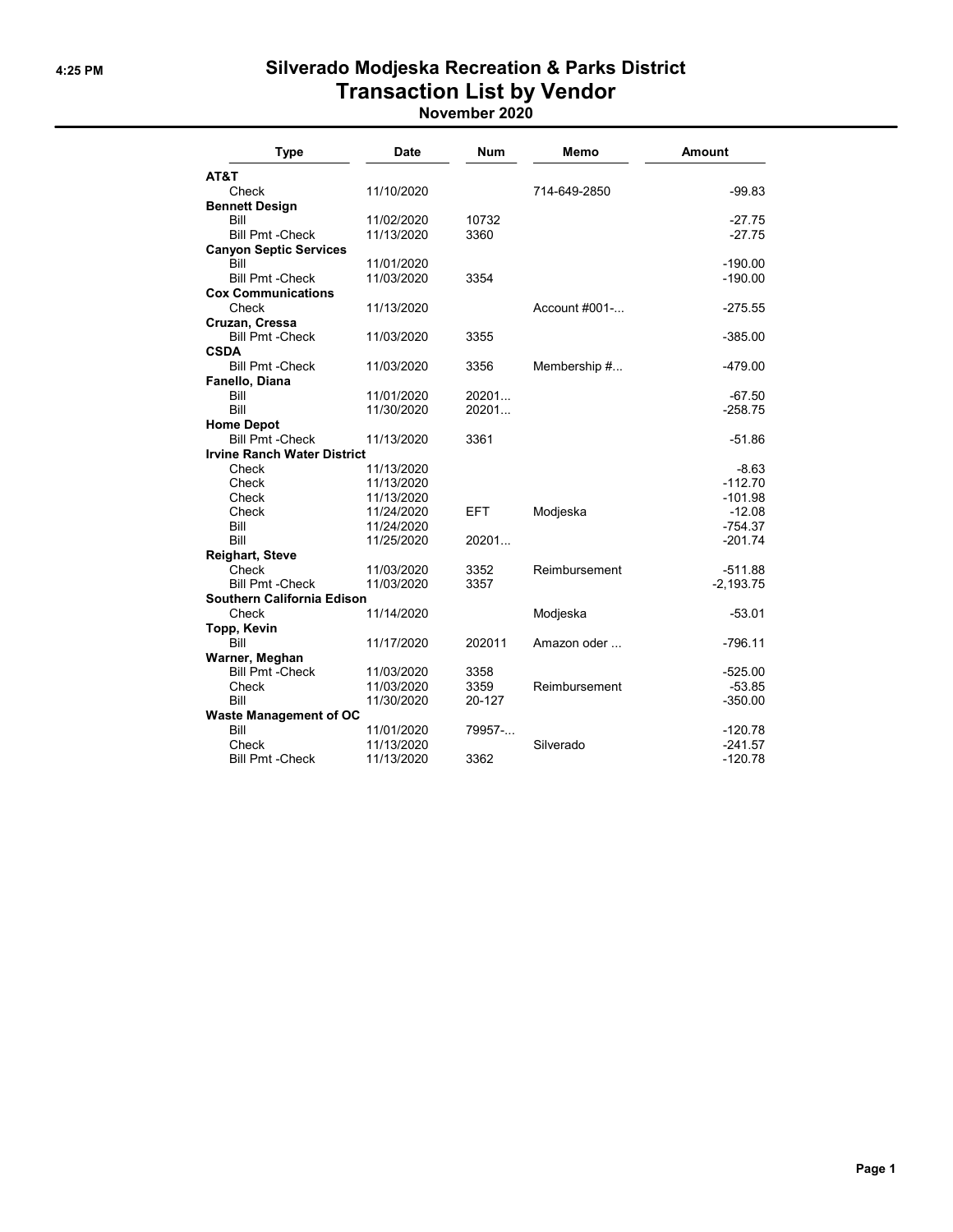# Silverado Modjeska Recreation & Parks District
## Transaction List by Vendor
### November 2020

| Type | Date | Num | Memo | Amount |
|---|---|---|---|---|
| **AT&T** | | | | |
| Check | 11/10/2020 | | 714-649-2850 | -99.83 |
| **Bennett Design** | | | | |
| Bill | 11/02/2020 | 10732 | | -27.75 |
| Bill Pmt -Check | 11/13/2020 | 3360 | | -27.75 |
| **Canyon Septic Services** | | | | |
| Bill | 11/01/2020 | | | -190.00 |
| Bill Pmt -Check | 11/03/2020 | 3354 | | -190.00 |
| **Cox Communications** | | | | |
| Check | 11/13/2020 | | Account #001-... | -275.55 |
| **Cruzan, Cressa** | | | | |
| Bill Pmt -Check | 11/03/2020 | 3355 | | -385.00 |
| **CSDA** | | | | |
| Bill Pmt -Check | 11/03/2020 | 3356 | Membership #... | -479.00 |
| **Fanello, Diana** | | | | |
| Bill | 11/01/2020 | 20201... | | -67.50 |
| Bill | 11/30/2020 | 20201... | | -258.75 |
| **Home Depot** | | | | |
| Bill Pmt -Check | 11/13/2020 | 3361 | | -51.86 |
| **Irvine Ranch Water District** | | | | |
| Check | 11/13/2020 | | | -8.63 |
| Check | 11/13/2020 | | | -112.70 |
| Check | 11/13/2020 | | | -101.98 |
| Check | 11/24/2020 | EFT | Modjeska | -12.08 |
| Bill | 11/24/2020 | | | -754.37 |
| Bill | 11/25/2020 | 20201... | | -201.74 |
| **Reighart, Steve** | | | | |
| Check | 11/03/2020 | 3352 | Reimbursement | -511.88 |
| Bill Pmt -Check | 11/03/2020 | 3357 | | -2,193.75 |
| **Southern California Edison** | | | | |
| Check | 11/14/2020 | | Modjeska | -53.01 |
| **Topp, Kevin** | | | | |
| Bill | 11/17/2020 | 202011 | Amazon oder ... | -796.11 |
| **Warner, Meghan** | | | | |
| Bill Pmt -Check | 11/03/2020 | 3358 | | -525.00 |
| Check | 11/03/2020 | 3359 | Reimbursement | -53.85 |
| Bill | 11/30/2020 | 20-127 | | -350.00 |
| **Waste Management of OC** | | | | |
| Bill | 11/01/2020 | 79957-... | | -120.78 |
| Check | 11/13/2020 | | Silverado | -241.57 |
| Bill Pmt -Check | 11/13/2020 | 3362 | | -120.78 |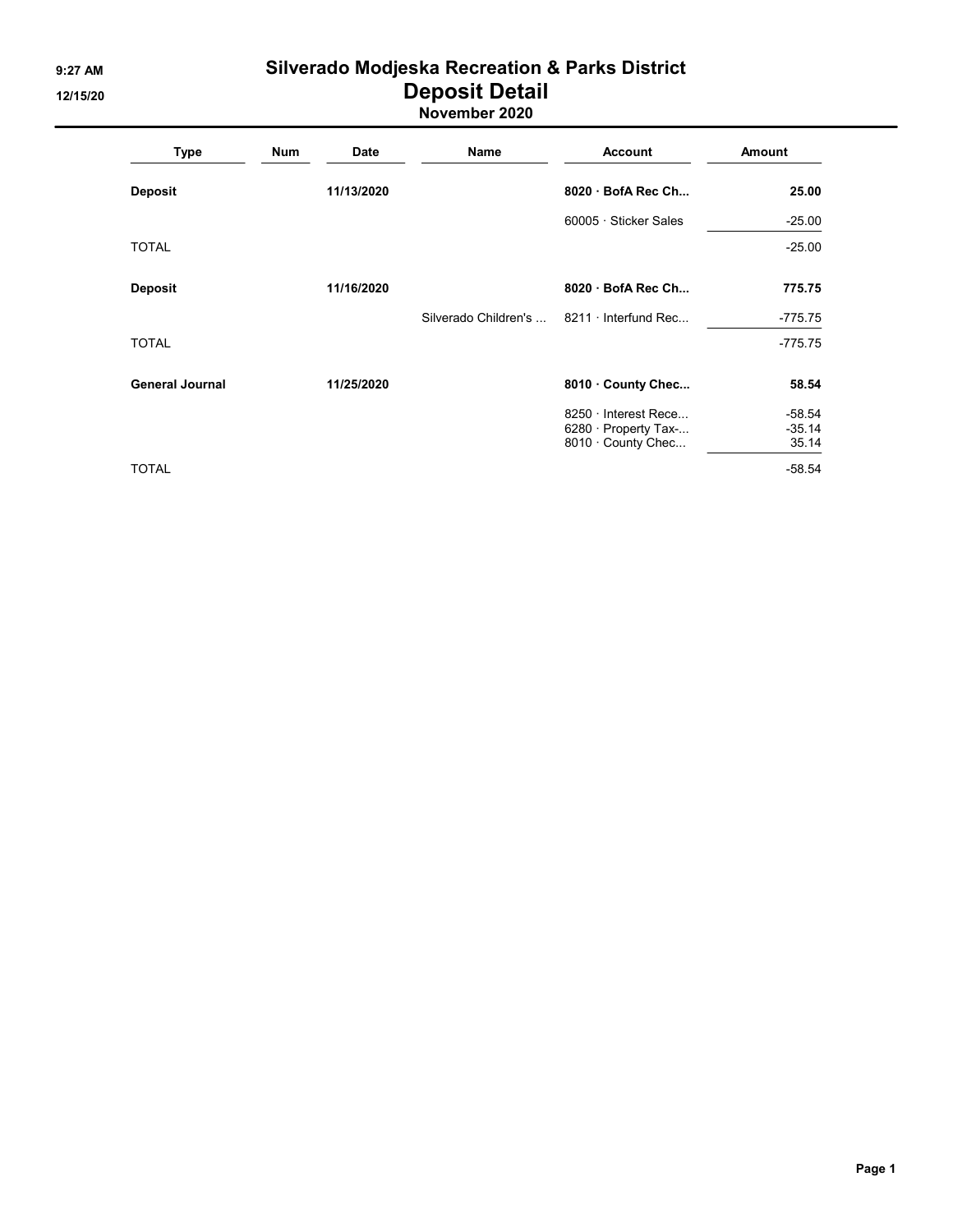# Silverado Modjeska Recreation & Parks District

## Deposit Detail

### November 2020

| Type | Num | Date | Name | Account | Amount |
|---|---|---|---|---|---|
| **Deposit** | | **11/13/2020** | | **8020 · BofA Rec Ch...** | **25.00** |
| | | | | 60005 · Sticker Sales | -25.00 |
| TOTAL | | | | | -25.00 |
| **Deposit** | | **11/16/2020** | | **8020 · BofA Rec Ch...** | **775.75** |
| | | | Silverado Children's ... | 8211 · Interfund Rec... | -775.75 |
| TOTAL | | | | | -775.75 |
| **General Journal** | | **11/25/2020** | | **8010 · County Chec...** | **58.54** |
| | | | | 8250 · Interest Rece... | -58.54 |
| | | | | 6280 · Property Tax-... | -35.14 |
| | | | | 8010 · County Chec... | 35.14 |
| TOTAL | | | | | -58.54 |